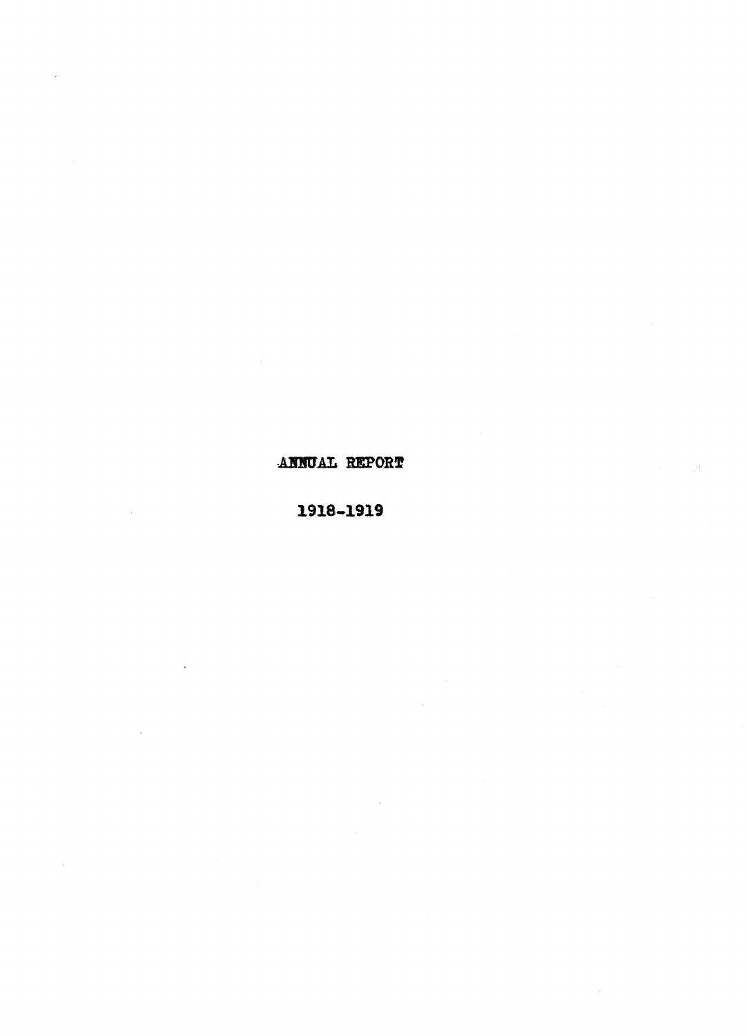# ANNUAL REPORT

## 1918-1919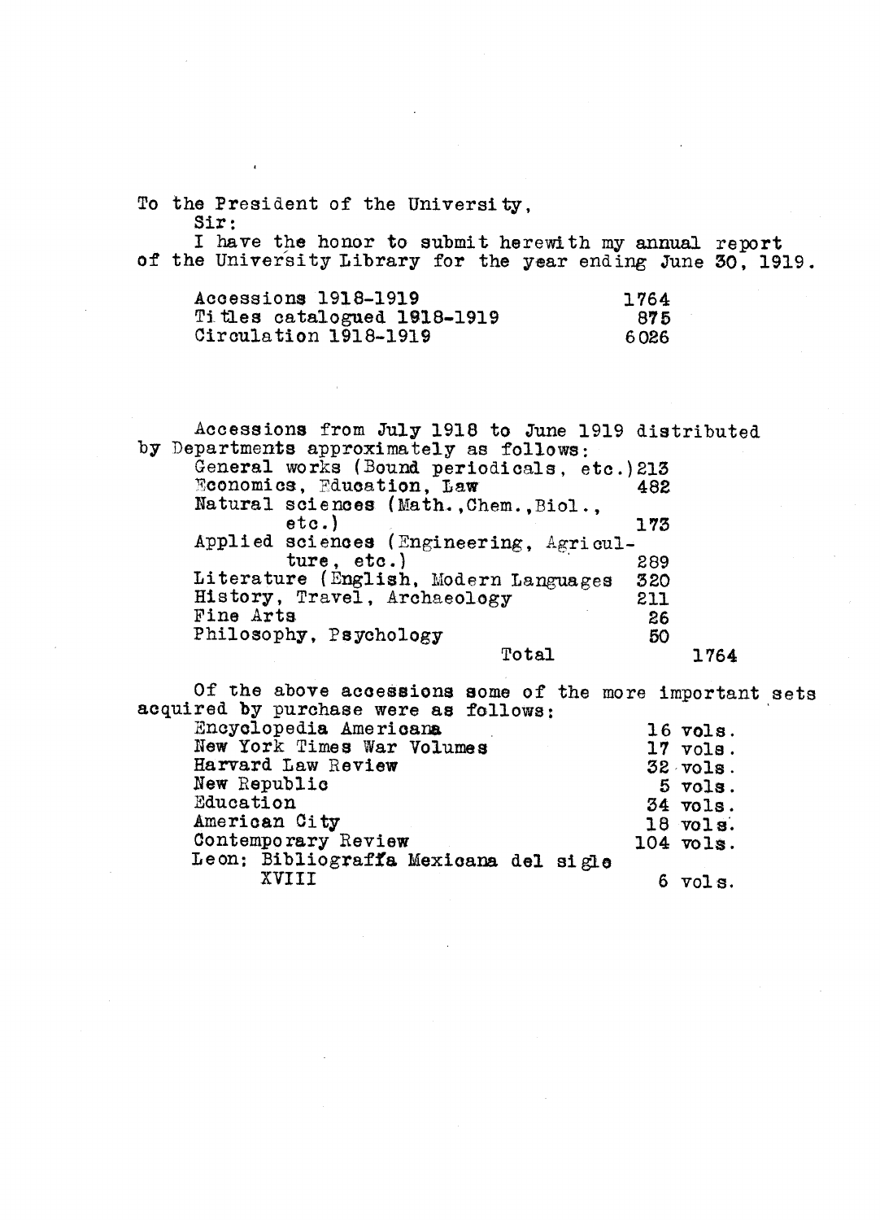To the President of the University,

Sir:

I have the honor to submit herewith my annual report of the University Library for the year ending June 30, 1919.

| | |
|---|---|
| Accessions 1918-1919 | 1764 |
| Titles catalogued 1918-1919 | 875 |
| Circulation 1918-1919 | 6026 |

Accessions from July 1918 to June 1919 distributed by Departments approximately as follows:

| | | |
|---|---|---|
| General works (Bound periodicals, etc.) | 213 | |
| Economics, Education, Law | 482 | |
| Natural sciences (Math., Chem., Biol., etc.) | 173 | |
| Applied sciences (Engineering, Agriculture, etc.) | 289 | |
| Literature (English, Modern Languages | 320 | |
| History, Travel, Archaeology | 211 | |
| Fine Arts | 26 | |
| Philosophy, Psychology | 50 | |
| Total | | 1764 |

Of the above accessions some of the more important sets acquired by purchase were as follows:

| | |
|---|---|
| Encyclopedia Americana | 16 vols. |
| New York Times War Volumes | 17 vols. |
| Harvard Law Review | 32 vols. |
| New Republic | 5 vols. |
| Education | 34 vols. |
| American City | 18 vols. |
| Contemporary Review | 104 vols. |
| Leon: Bibliografía Mexicana del siglo XVIII | 6 vols. |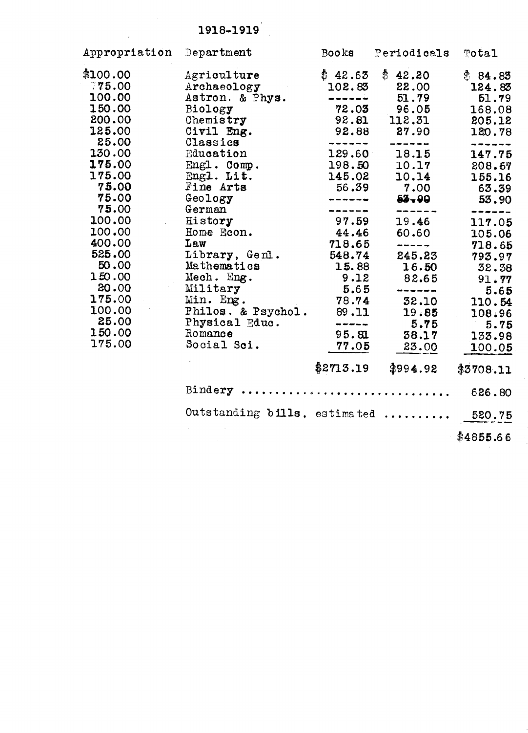1918-1919

| Appropriation | Department | Books | Periodicals | Total |
|---|---|---|---|---|
| $100.00 | Agriculture | $ 42.63 | $ 42.20 | $ 84.83 |
| 75.00 | Archaeology | 102.83 | 22.00 | 124.83 |
| 100.00 | Astron. & Phys. | ------ | 51.79 | 51.79 |
| 150.00 | Biology | 72.03 | 96.05 | 168.08 |
| 200.00 | Chemistry | 92.81 | 112.31 | 205.12 |
| 125.00 | Civil Eng. | 92.88 | 27.90 | 120.78 |
| 25.00 | Classics | ------ | ------ | ------ |
| 130.00 | Education | 129.60 | 18.15 | 147.75 |
| 175.00 | Engl. Comp. | 198.50 | 10.17 | 208.67 |
| 175.00 | Engl. Lit. | 145.02 | 10.14 | 155.16 |
| 75.00 | Fine Arts | 56.39 | 7.00 | 63.39 |
| 75.00 | Geology | ------ | 53.90 | 53.90 |
| 75.00 | German | ------ | ------ | ------ |
| 100.00 | History | 97.59 | 19.46 | 117.05 |
| 100.00 | Home Econ. | 44.46 | 60.60 | 105.06 |
| 400.00 | Law | 718.65 | ----- | 718.65 |
| 525.00 | Library, Genl. | 548.74 | 245.23 | 793.97 |
| 50.00 | Mathematics | 15.88 | 16.50 | 32.38 |
| 150.00 | Mech. Eng. | 9.12 | 82.65 | 91.77 |
| 20.00 | Military | 5.65 | ------ | 5.65 |
| 175.00 | Min. Eng. | 78.74 | 32.10 | 110.54 |
| 100.00 | Philos. & Psychol. | 89.11 | 19.85 | 108.96 |
| 25.00 | Physical Educ. | ----- | 5.75 | 5.75 |
| 150.00 | Romance | 95.81 | 38.17 | 133.98 |
| 175.00 | Social Sci. | 77.05 | 23.00 | 100.05 |
| | | $2713.19 | $994.92 | $3708.11 |
| | Bindery | | | 626.80 |
| | Outstanding bills, estimated | | | 520.75 |
| | | | | $4855.66 |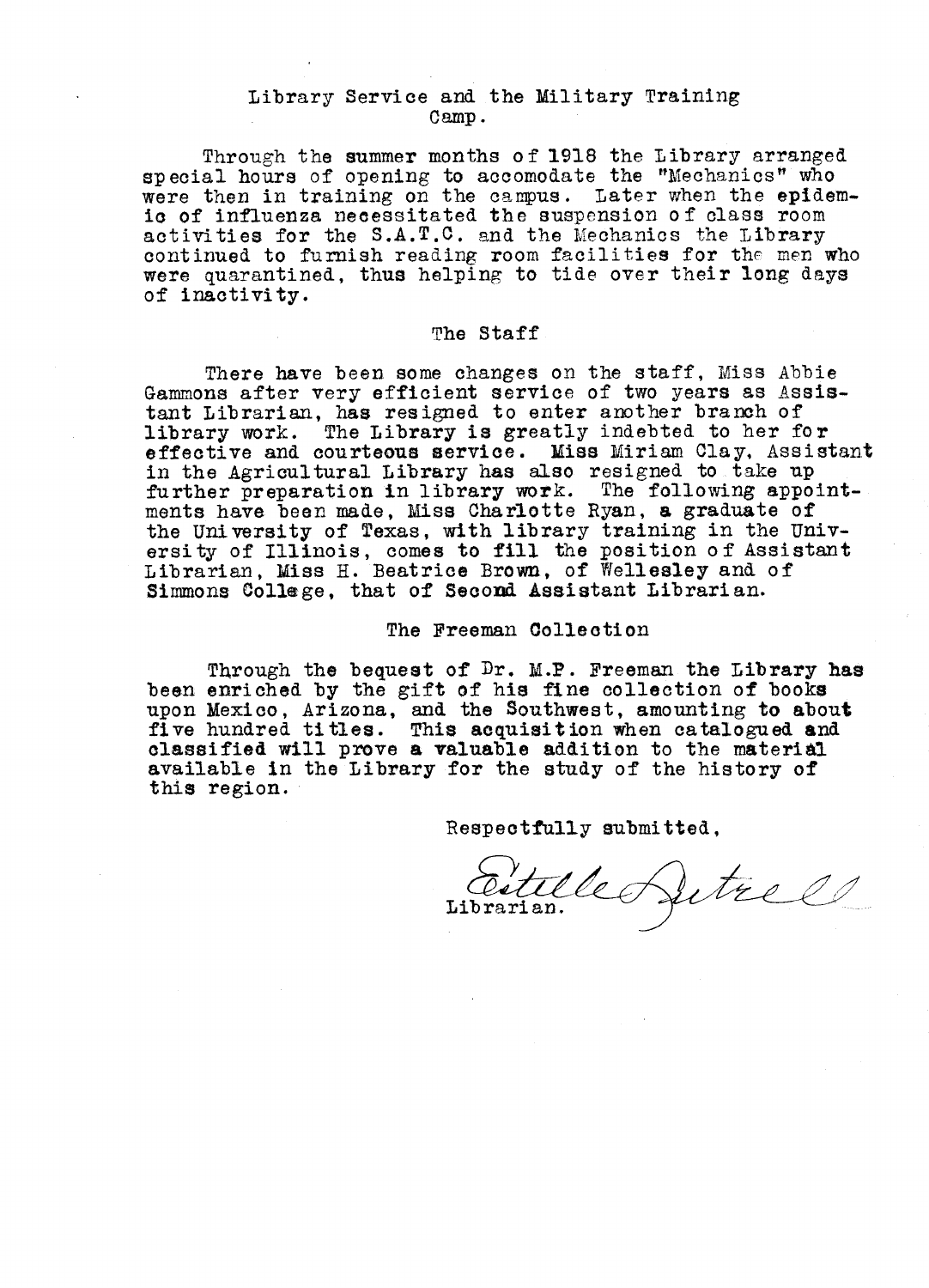## Library Service and the Military Training Camp.

Through the summer months of 1918 the Library arranged special hours of opening to accomodate the "Mechanics" who were then in training on the campus. Later when the epidemic of influenza necessitated the suspension of class room activities for the S.A.T.C. and the Mechanics the Library continued to furnish reading room facilities for the men who were quarantined, thus helping to tide over their long days of inactivity.

## The Staff

There have been some changes on the staff, Miss Abbie Gammons after very efficient service of two years as Assistant Librarian, has resigned to enter another branch of library work. The Library is greatly indebted to her for effective and courteous service. Miss Miriam Clay, Assistant in the Agricultural Library has also resigned to take up further preparation in library work. The following appointments have been made, Miss Charlotte Ryan, a graduate of the University of Texas, with library training in the University of Illinois, comes to fill the position of Assistant Librarian, Miss H. Beatrice Brown, of Wellesley and of Simmons College, that of Second Assistant Librarian.

## The Freeman Collection

Through the bequest of Dr. M.P. Freeman the Library has been enriched by the gift of his fine collection of books upon Mexico, Arizona, and the Southwest, amounting to about five hundred titles. This acquisition when catalogued and classified will prove a valuable addition to the material available in the Library for the study of the history of this region.

Respectfully submitted,

Estelle Lutrell
Librarian.